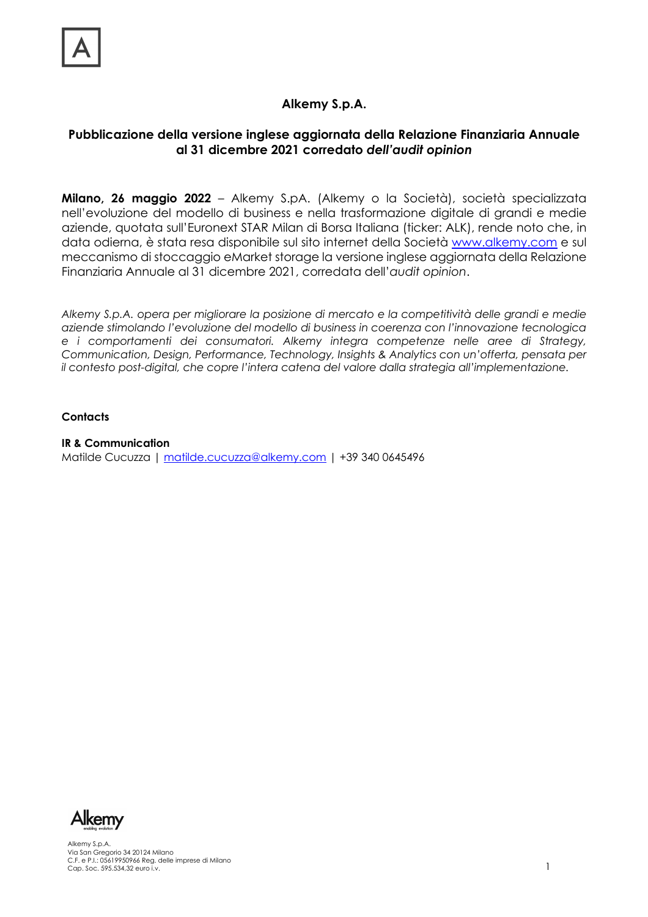# Alkemy S.p.A.

## Pubblicazione della versione inglese aggiornata della Relazione Finanziaria Annuale al 31 dicembre 2021 corredato *dell'audit opinion*

**Milano, 26 maggio 2022** – Alkemy S.pA. (Alkemy o la Società), società specializzata nell'evoluzione del modello di business e nella trasformazione digitale di grandi e medie aziende, quotata sull'Euronext STAR Milan di Borsa Italiana (ticker: ALK), rende noto che, in data odierna, è stata resa disponibile sul sito internet della Società www.alkemy.com e sul meccanismo di stoccaggio eMarket storage la versione inglese aggiornata della Relazione Finanziaria Annuale al 31 dicembre 2021, corredata dell'*audit opinion*.

*Alkemy S.p.A. opera per migliorare la posizione di mercato e la competitività delle grandi e medie aziende stimolando l'evoluzione del modello di business in coerenza con l'innovazione tecnologica e i comportamenti dei consumatori. Alkemy integra competenze nelle aree di Strategy, Communication, Design, Performance, Technology, Insights & Analytics con un'offerta, pensata per il contesto post-digital, che copre l'intera catena del valore dalla strategia all'implementazione.*

**Contacts**

**IR & Communication**
Matilde Cucuzza | matilde.cucuzza@alkemy.com | +39 340 0645496

Alkemy S.p.A.
Via San Gregorio 34 20124 Milano
C.F. e P.I.: 05619950966 Reg. delle imprese di Milano
Cap. Soc. 595.534,32 euro i.v.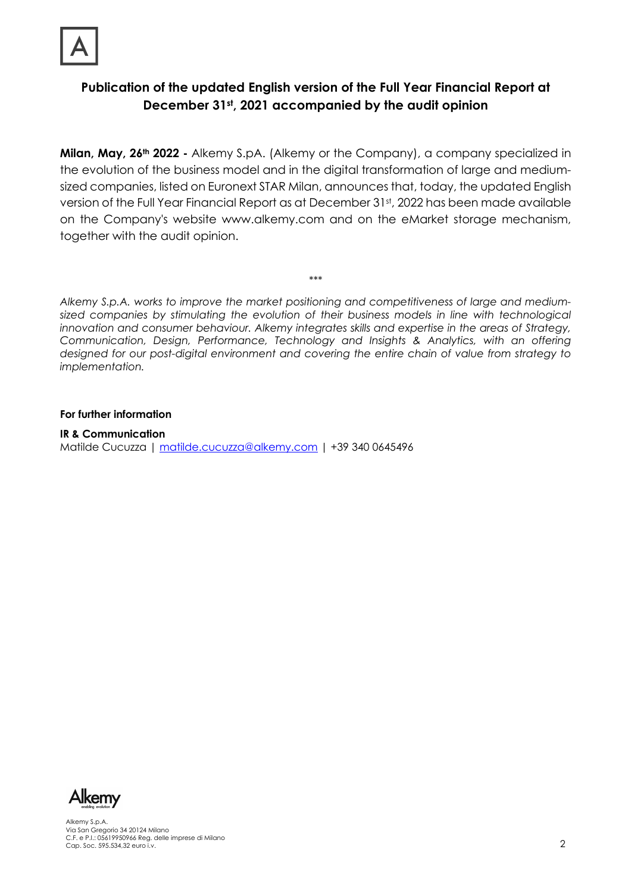# Publication of the updated English version of the Full Year Financial Report at December 31st, 2021 accompanied by the audit opinion

**Milan, May, 26th 2022 -** Alkemy S.pA. (Alkemy or the Company), a company specialized in the evolution of the business model and in the digital transformation of large and medium-sized companies, listed on Euronext STAR Milan, announces that, today, the updated English version of the Full Year Financial Report as at December 31st, 2022 has been made available on the Company's website www.alkemy.com and on the eMarket storage mechanism, together with the audit opinion.

\*\*\*

*Alkemy S.p.A. works to improve the market positioning and competitiveness of large and medium-sized companies by stimulating the evolution of their business models in line with technological innovation and consumer behaviour. Alkemy integrates skills and expertise in the areas of Strategy, Communication, Design, Performance, Technology and Insights & Analytics, with an offering designed for our post-digital environment and covering the entire chain of value from strategy to implementation.*

**For further information**

**IR & Communication**
Matilde Cucuzza | matilde.cucuzza@alkemy.com | +39 340 0645496

Alkemy S.p.A.
Via San Gregorio 34 20124 Milano
C.F. e P.I.: 05619950966 Reg. delle imprese di Milano
Cap. Soc. 595.534,32 euro i.v.